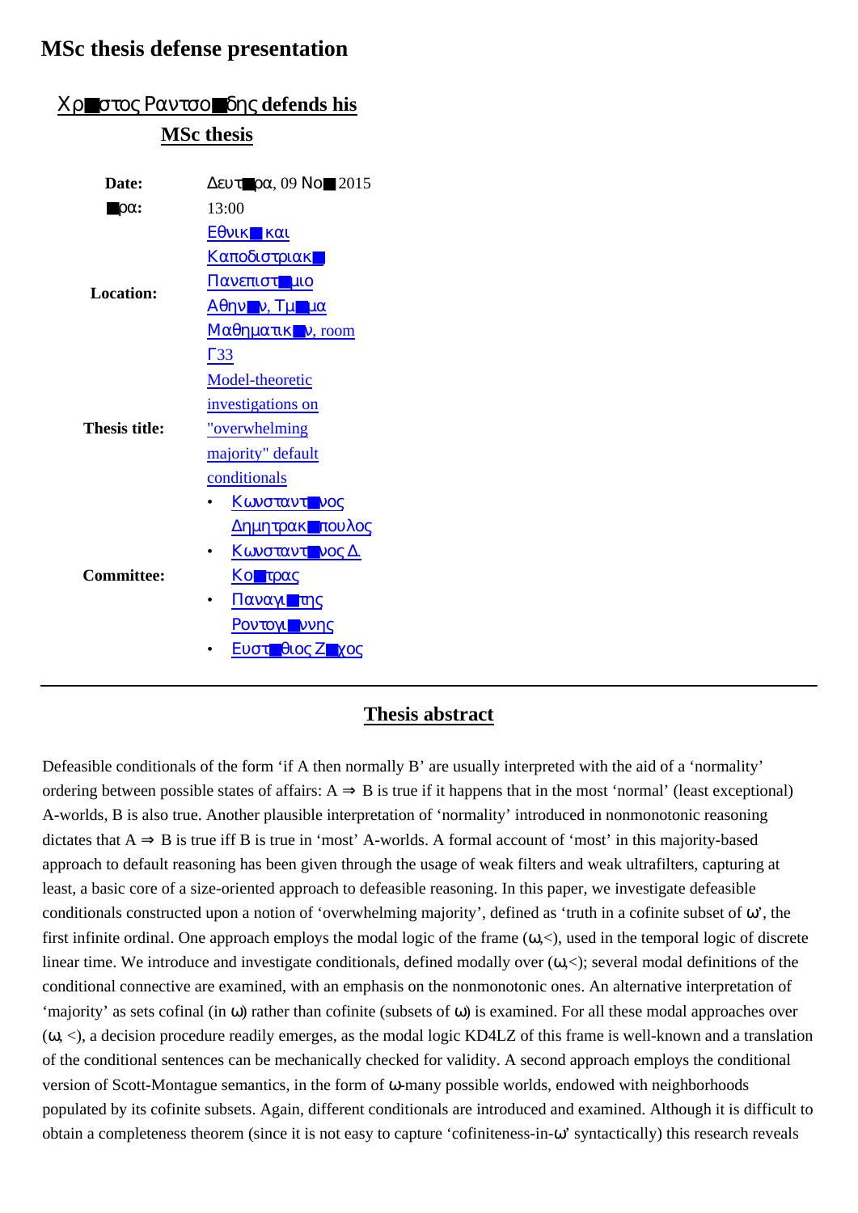# MSc thesis defense presentation

## Χρ■στος Ραντσο■δης defends his MSc thesis

| | |
|---|---|
| **Date:** | Δευτ■ρα, 09 Νο■ 2015 |
| **■ρα:** | 13:00 |
| **Location:** | Εθνικ■ και Καποδιστριακ■ Πανεπιστ■μιο Αθην■ν, Τμ■μα Μαθηματικ■ν, room Γ33 |
| **Thesis title:** | Model-theoretic investigations on "overwhelming majority" default conditionals |
| **Committee:** | • Κωνσταντ■νος Δημητρακ■πουλος • Κωνσταντ■νος Δ. Κο■τρας • Παναγι■της Ροντογι■ννης • Ευστ■θιος Ζ■χος |

---

## Thesis abstract

Defeasible conditionals of the form 'if A then normally B' are usually interpreted with the aid of a 'normality' ordering between possible states of affairs: A ⇒ B is true if it happens that in the most 'normal' (least exceptional) A-worlds, B is also true. Another plausible interpretation of 'normality' introduced in nonmonotonic reasoning dictates that A ⇒ B is true iff B is true in 'most' A-worlds. A formal account of 'most' in this majority-based approach to default reasoning has been given through the usage of weak filters and weak ultrafilters, capturing at least, a basic core of a size-oriented approach to defeasible reasoning. In this paper, we investigate defeasible conditionals constructed upon a notion of 'overwhelming majority', defined as 'truth in a cofinite subset of ω', the first infinite ordinal. One approach employs the modal logic of the frame $(\omega,<)$, used in the temporal logic of discrete linear time. We introduce and investigate conditionals, defined modally over $(\omega,<)$; several modal definitions of the conditional connective are examined, with an emphasis on the nonmonotonic ones. An alternative interpretation of 'majority' as sets cofinal (in ω) rather than cofinite (subsets of ω) is examined. For all these modal approaches over $(\omega, <)$, a decision procedure readily emerges, as the modal logic KD4LZ of this frame is well-known and a translation of the conditional sentences can be mechanically checked for validity. A second approach employs the conditional version of Scott-Montague semantics, in the form of ω-many possible worlds, endowed with neighborhoods populated by its cofinite subsets. Again, different conditionals are introduced and examined. Although it is difficult to obtain a completeness theorem (since it is not easy to capture 'cofiniteness-in-ω' syntactically) this research reveals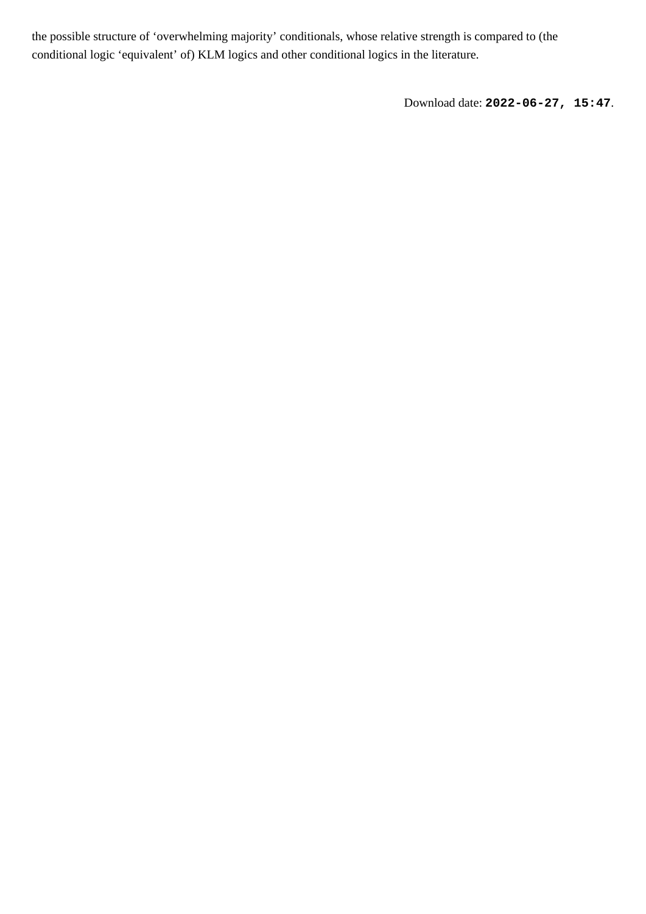the possible structure of ‘overwhelming majority’ conditionals, whose relative strength is compared to (the conditional logic ‘equivalent’ of) KLM logics and other conditional logics in the literature.

Download date: **2022-06-27, 15:47**.